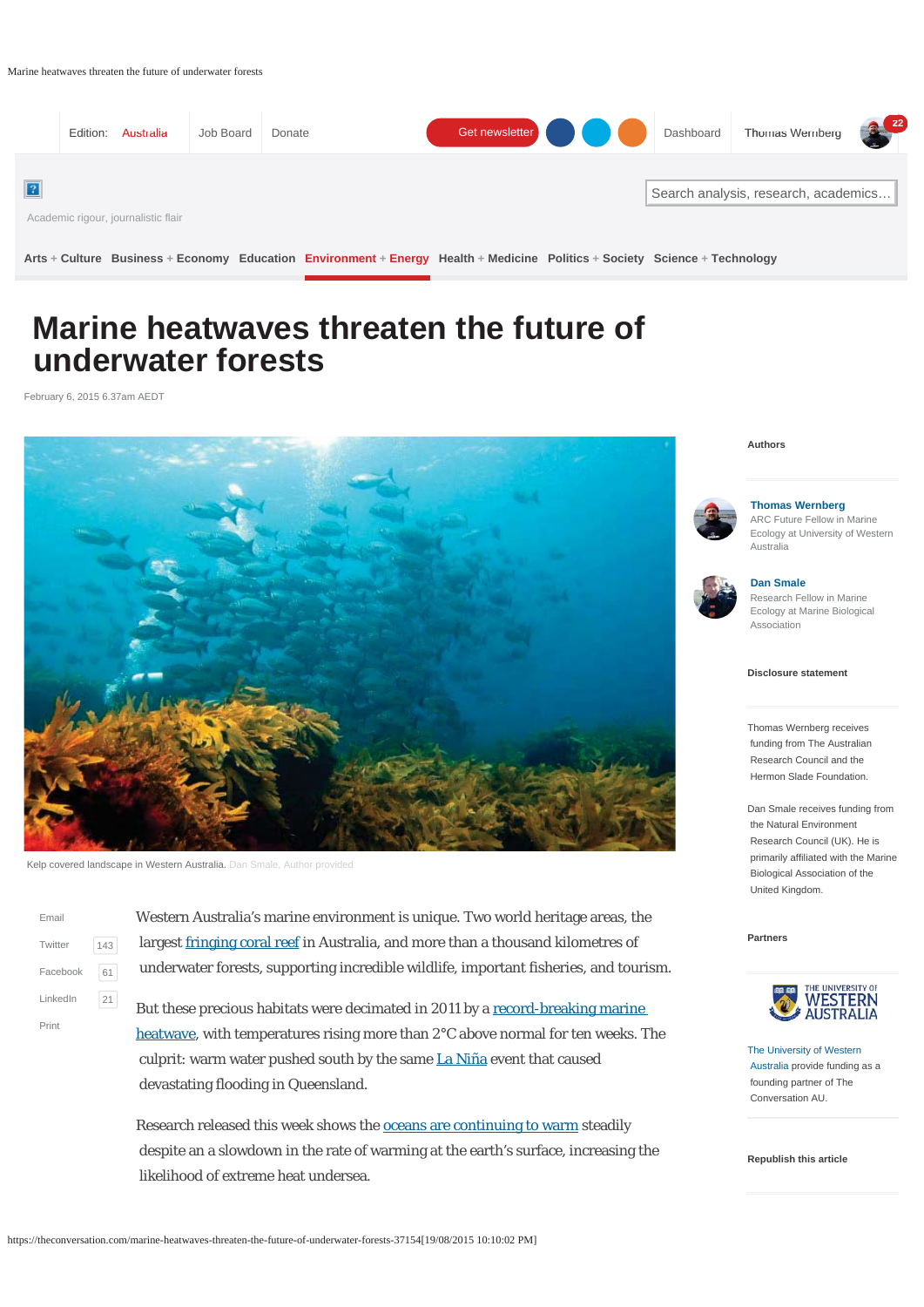# Marine heatwaves threaten the future of underwater forests

February 6, 2015 6.37am AEDT

Kelp covered landscape in Western Australia. Dan Smale, Author provided

**Authors**

**Thomas Wernberg**
ARC Future Fellow in Marine Ecology at University of Western Australia

**Dan Smale**
Research Fellow in Marine Ecology at Marine Biological Association

**Disclosure statement**

Thomas Wernberg receives funding from The Australian Research Council and the Hermon Slade Foundation.

Dan Smale receives funding from the Natural Environment Research Council (UK). He is primarily affiliated with the Marine Biological Association of the United Kingdom.

**Partners**

The University of Western Australia provide funding as a founding partner of The Conversation AU.

Western Australia's marine environment is unique. Two world heritage areas, the largest fringing coral reef in Australia, and more than a thousand kilometres of underwater forests, supporting incredible wildlife, important fisheries, and tourism.

But these precious habitats were decimated in 2011 by a record-breaking marine heatwave, with temperatures rising more than 2°C above normal for ten weeks. The culprit: warm water pushed south by the same La Niña event that caused devastating flooding in Queensland.

Research released this week shows the oceans are continuing to warm steadily despite an a slowdown in the rate of warming at the earth's surface, increasing the likelihood of extreme heat undersea.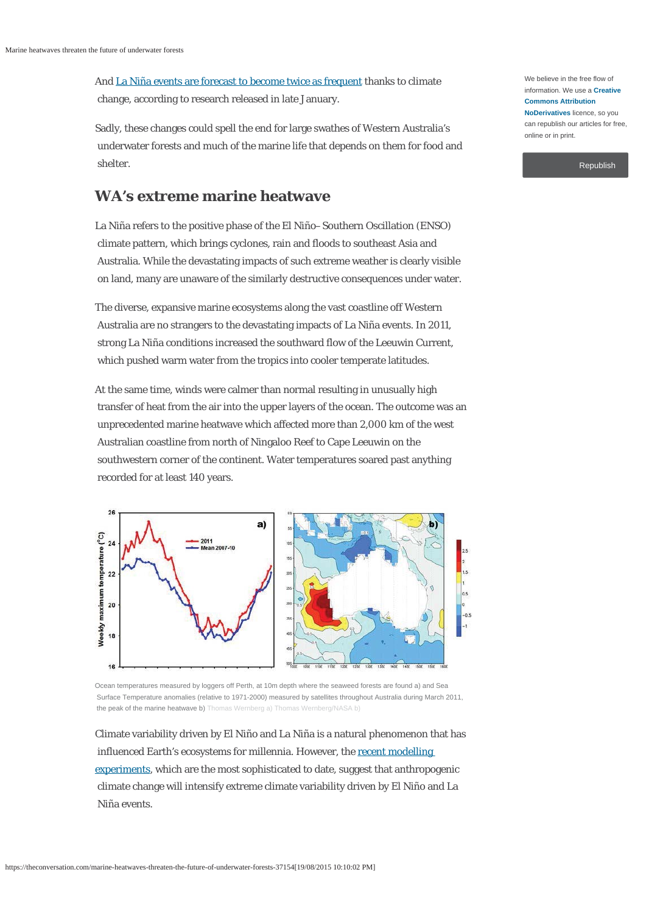And [La Niña events are forecast to become twice as frequent](#) thanks to climate change, according to research released in late January.

Sadly, these changes could spell the end for large swathes of Western Australia's underwater forests and much of the marine life that depends on them for food and shelter.

## WA's extreme marine heatwave

La Niña refers to the positive phase of the El Niño–Southern Oscillation (ENSO) climate pattern, which brings cyclones, rain and floods to southeast Asia and Australia. While the devastating impacts of such extreme weather is clearly visible on land, many are unaware of the similarly destructive consequences under water.

The diverse, expansive marine ecosystems along the vast coastline off Western Australia are no strangers to the devastating impacts of La Niña events. In 2011, strong La Niña conditions increased the southward flow of the Leeuwin Current, which pushed warm water from the tropics into cooler temperate latitudes.

At the same time, winds were calmer than normal resulting in unusually high transfer of heat from the air into the upper layers of the ocean. The outcome was an unprecedented marine heatwave which affected more than 2,000 km of the west Australian coastline from north of Ningaloo Reef to Cape Leeuwin on the southwestern corner of the continent. Water temperatures soared past anything recorded for at least 140 years.

Ocean temperatures measured by loggers off Perth, at 10m depth where the seaweed forests are found a) and Sea Surface Temperature anomalies (relative to 1971-2000) measured by satellites throughout Australia during March 2011, the peak of the marine heatwave b) Thomas Wernberg a) Thomas Wernberg/NASA b)

Climate variability driven by El Niño and La Niña is a natural phenomenon that has influenced Earth's ecosystems for millennia. However, the [recent modelling experiments](#), which are the most sophisticated to date, suggest that anthropogenic climate change will intensify extreme climate variability driven by El Niño and La Niña events.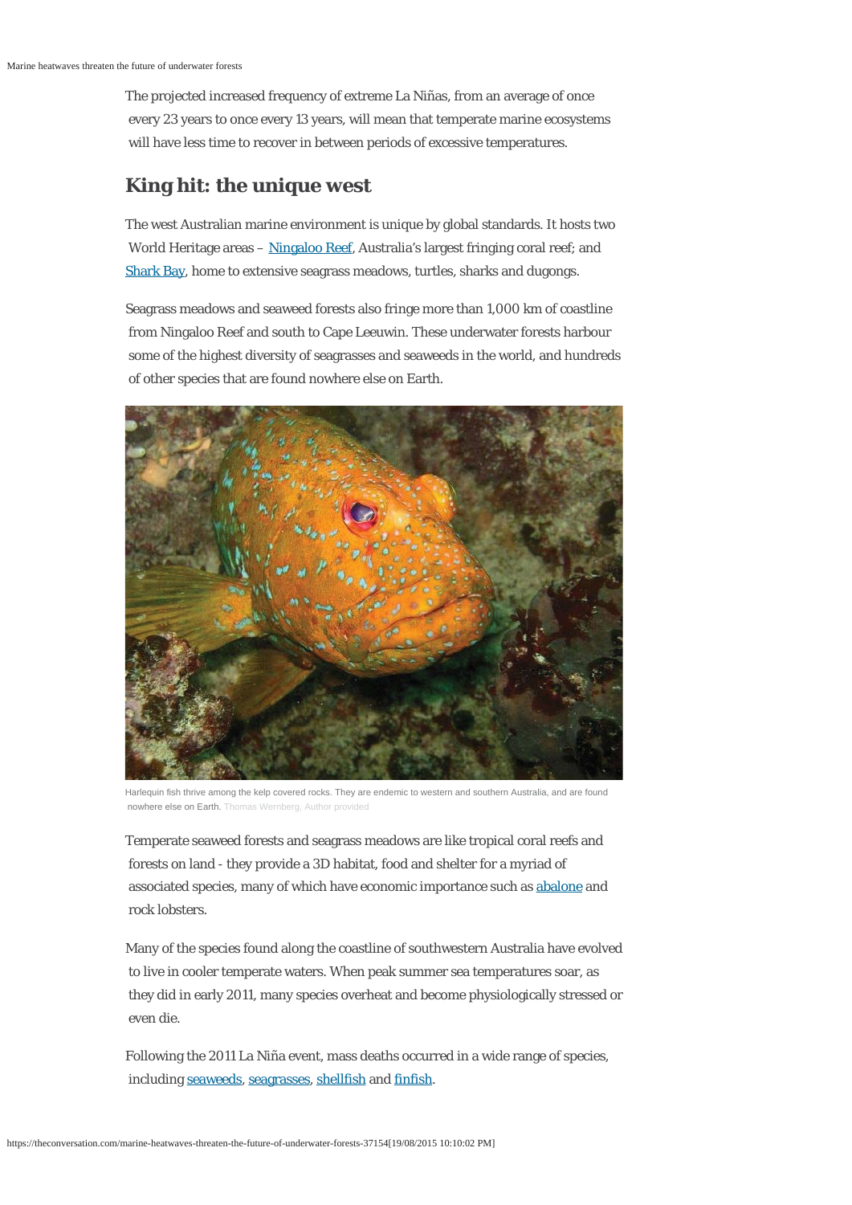The projected increased frequency of extreme La Niñas, from an average of once every 23 years to once every 13 years, will mean that temperate marine ecosystems will have less time to recover in between periods of excessive temperatures.

## King hit: the unique west

The west Australian marine environment is unique by global standards. It hosts two World Heritage areas – Ningaloo Reef, Australia's largest fringing coral reef; and Shark Bay, home to extensive seagrass meadows, turtles, sharks and dugongs.

Seagrass meadows and seaweed forests also fringe more than 1,000 km of coastline from Ningaloo Reef and south to Cape Leeuwin. These underwater forests harbour some of the highest diversity of seagrasses and seaweeds in the world, and hundreds of other species that are found nowhere else on Earth.

Harlequin fish thrive among the kelp covered rocks. They are endemic to western and southern Australia, and are found nowhere else on Earth. Thomas Wernberg, Author provided

Temperate seaweed forests and seagrass meadows are like tropical coral reefs and forests on land - they provide a 3D habitat, food and shelter for a myriad of associated species, many of which have economic importance such as abalone and rock lobsters.

Many of the species found along the coastline of southwestern Australia have evolved to live in cooler temperate waters. When peak summer sea temperatures soar, as they did in early 2011, many species overheat and become physiologically stressed or even die.

Following the 2011 La Niña event, mass deaths occurred in a wide range of species, including seaweeds, seagrasses, shellfish and finfish.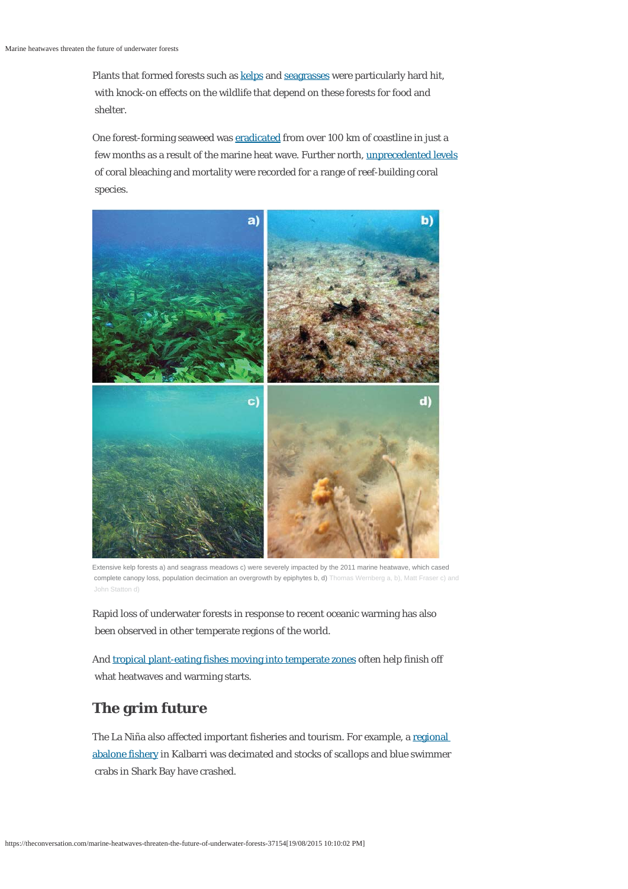Plants that formed forests such as kelps and seagrasses were particularly hard hit, with knock-on effects on the wildlife that depend on these forests for food and shelter.

One forest-forming seaweed was eradicated from over 100 km of coastline in just a few months as a result of the marine heat wave. Further north, unprecedented levels of coral bleaching and mortality were recorded for a range of reef-building coral species.

Extensive kelp forests a) and seagrass meadows c) were severely impacted by the 2011 marine heatwave, which cased complete canopy loss, population decimation an overgrowth by epiphytes b, d) Thomas Wernberg a, b), Matt Fraser c) and John Statton d)

Rapid loss of underwater forests in response to recent oceanic warming has also been observed in other temperate regions of the world.

And tropical plant-eating fishes moving into temperate zones often help finish off what heatwaves and warming starts.

## The grim future

The La Niña also affected important fisheries and tourism. For example, a regional abalone fishery in Kalbarri was decimated and stocks of scallops and blue swimmer crabs in Shark Bay have crashed.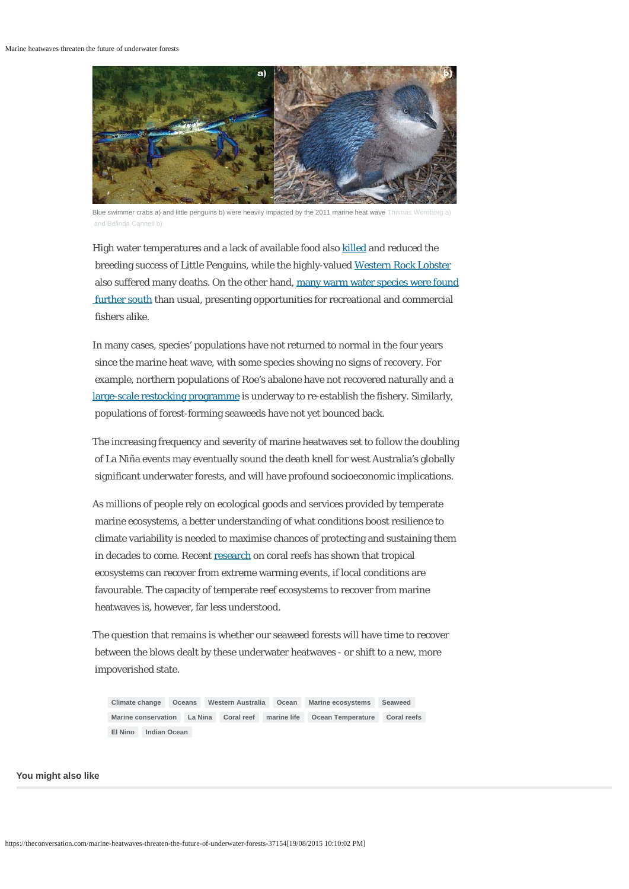Blue swimmer crabs a) and little penguins b) were heavily impacted by the 2011 marine heat wave Thomas Wernberg a) and Belinda Cannell b)

High water temperatures and a lack of available food also killed and reduced the breeding success of Little Penguins, while the highly-valued Western Rock Lobster also suffered many deaths. On the other hand, many warm water species were found further south than usual, presenting opportunities for recreational and commercial fishers alike.

In many cases, species' populations have not returned to normal in the four years since the marine heat wave, with some species showing no signs of recovery. For example, northern populations of Roe's abalone have not recovered naturally and a large-scale restocking programme is underway to re-establish the fishery. Similarly, populations of forest-forming seaweeds have not yet bounced back.

The increasing frequency and severity of marine heatwaves set to follow the doubling of La Niña events may eventually sound the death knell for west Australia's globally significant underwater forests, and will have profound socioeconomic implications.

As millions of people rely on ecological goods and services provided by temperate marine ecosystems, a better understanding of what conditions boost resilience to climate variability is needed to maximise chances of protecting and sustaining them in decades to come. Recent research on coral reefs has shown that tropical ecosystems can recover from extreme warming events, if local conditions are favourable. The capacity of temperate reef ecosystems to recover from marine heatwaves is, however, far less understood.

The question that remains is whether our seaweed forests will have time to recover between the blows dealt by these underwater heatwaves - or shift to a new, more impoverished state.

Climate change | Oceans | Western Australia | Ocean | Marine ecosystems | Seaweed | Marine conservation | La Nina | Coral reef | marine life | Ocean Temperature | Coral reefs | El Nino | Indian Ocean

**You might also like**